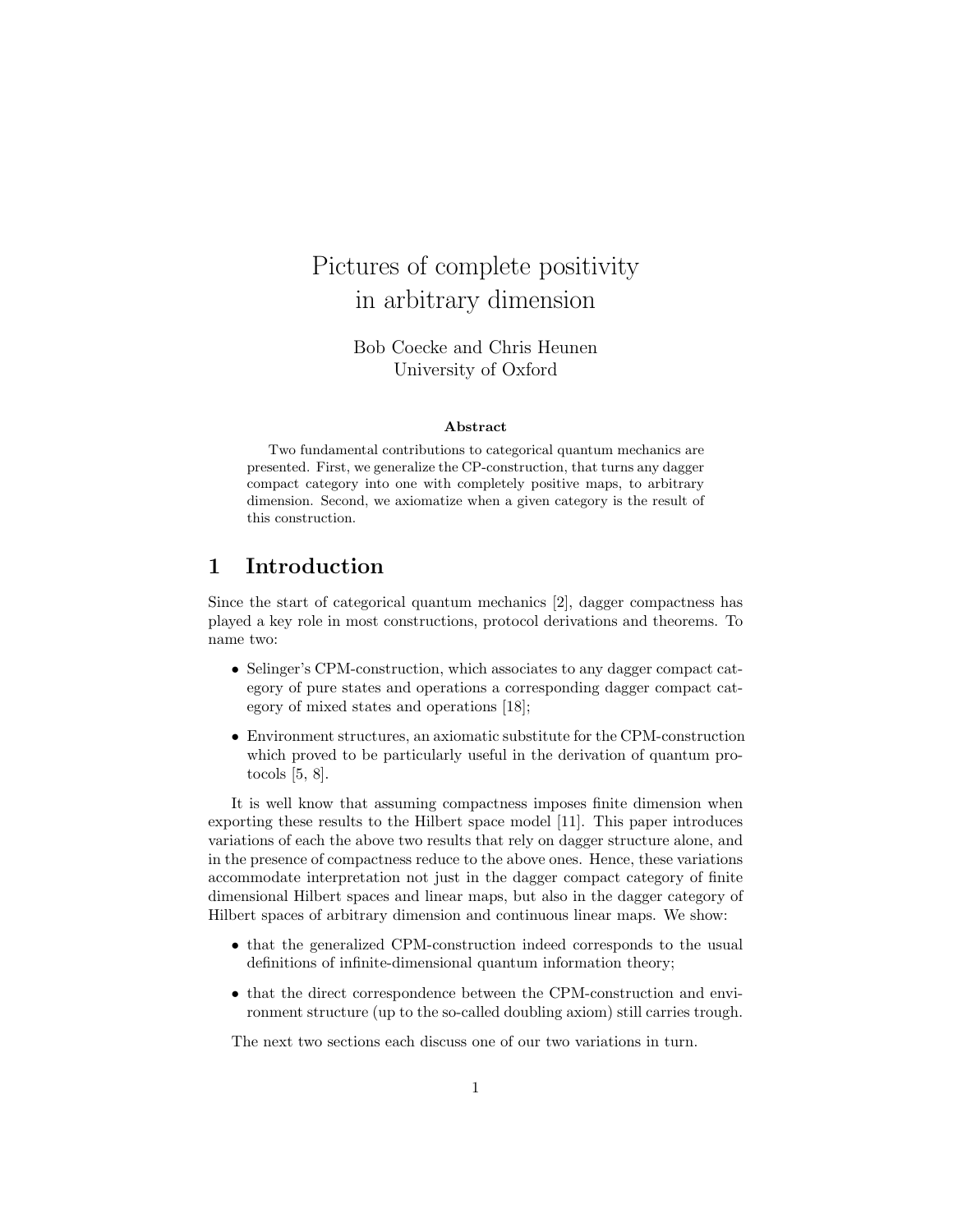# Pictures of complete positivity in arbitrary dimension

Bob Coecke and Chris Heunen
University of Oxford

**Abstract**

Two fundamental contributions to categorical quantum mechanics are presented. First, we generalize the CP-construction, that turns any dagger compact category into one with completely positive maps, to arbitrary dimension. Second, we axiomatize when a given category is the result of this construction.

## 1 Introduction

Since the start of categorical quantum mechanics [2], dagger compactness has played a key role in most constructions, protocol derivations and theorems. To name two:

- Selinger's CPM-construction, which associates to any dagger compact category of pure states and operations a corresponding dagger compact category of mixed states and operations [18];
- Environment structures, an axiomatic substitute for the CPM-construction which proved to be particularly useful in the derivation of quantum protocols [5, 8].

It is well know that assuming compactness imposes finite dimension when exporting these results to the Hilbert space model [11]. This paper introduces variations of each the above two results that rely on dagger structure alone, and in the presence of compactness reduce to the above ones. Hence, these variations accommodate interpretation not just in the dagger compact category of finite dimensional Hilbert spaces and linear maps, but also in the dagger category of Hilbert spaces of arbitrary dimension and continuous linear maps. We show:

- that the generalized CPM-construction indeed corresponds to the usual definitions of infinite-dimensional quantum information theory;
- that the direct correspondence between the CPM-construction and environment structure (up to the so-called doubling axiom) still carries trough.

The next two sections each discuss one of our two variations in turn.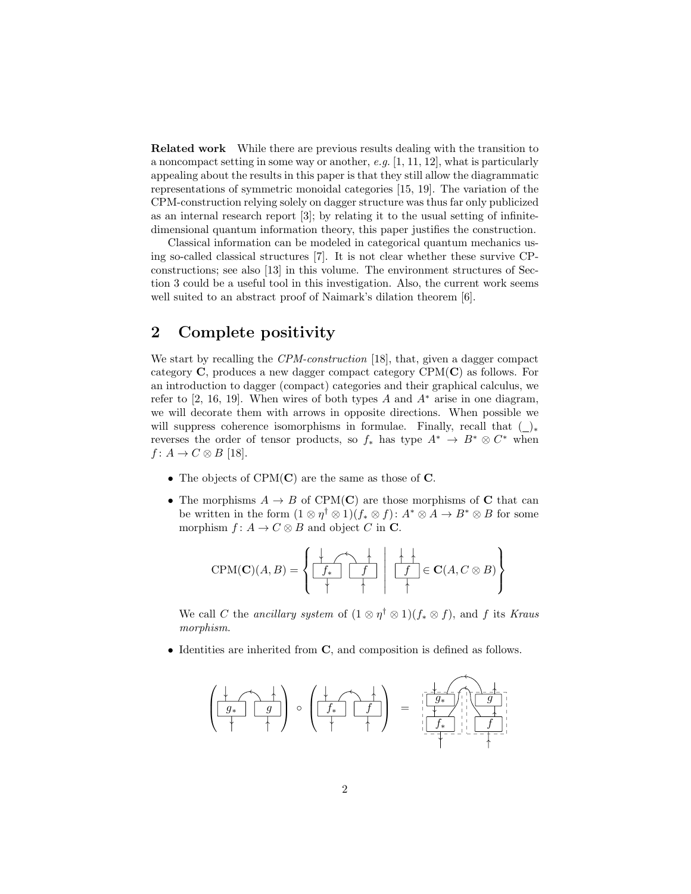**Related work** While there are previous results dealing with the transition to a noncompact setting in some way or another, *e.g.* [1, 11, 12], what is particularly appealing about the results in this paper is that they still allow the diagrammatic representations of symmetric monoidal categories [15, 19]. The variation of the CPM-construction relying solely on dagger structure was thus far only publicized as an internal research report [3]; by relating it to the usual setting of infinite-dimensional quantum information theory, this paper justifies the construction.

Classical information can be modeled in categorical quantum mechanics using so-called classical structures [7]. It is not clear whether these survive CP-constructions; see also [13] in this volume. The environment structures of Section 3 could be a useful tool in this investigation. Also, the current work seems well suited to an abstract proof of Naimark's dilation theorem [6].

## 2 Complete positivity

We start by recalling the *CPM-construction* [18], that, given a dagger compact category $\mathbf{C}$, produces a new dagger compact category $\mathrm{CPM}(\mathbf{C})$ as follows. For an introduction to dagger (compact) categories and their graphical calculus, we refer to [2, 16, 19]. When wires of both types $A$ and $A^*$ arise in one diagram, we will decorate them with arrows in opposite directions. When possible we will suppress coherence isomorphisms in formulae. Finally, recall that $(\_)_*$ reverses the order of tensor products, so $f_*$ has type $A^* \to B^* \otimes C^*$ when $f\colon A \to C \otimes B$ [18].

- The objects of $\mathrm{CPM}(\mathbf{C})$ are the same as those of $\mathbf{C}$.
- The morphisms $A \to B$ of $\mathrm{CPM}(\mathbf{C})$ are those morphisms of $\mathbf{C}$ that can be written in the form $(1 \otimes \eta^\dagger \otimes 1)(f_* \otimes f)\colon A^* \otimes A \to B^* \otimes B$ for some morphism $f\colon A \to C \otimes B$ and object $C$ in $\mathbf{C}$.

$$\mathrm{CPM}(\mathbf{C})(A,B) = \left\{ (1 \otimes \eta^\dagger \otimes 1)(f_* \otimes f) \;\middle|\; f \in \mathbf{C}(A, C \otimes B) \right\}$$

  We call $C$ the *ancillary system* of $(1 \otimes \eta^\dagger \otimes 1)(f_* \otimes f)$, and $f$ its *Kraus morphism*.

- Identities are inherited from $\mathbf{C}$, and composition is defined as follows.

$$\big((1 \otimes \eta^\dagger \otimes 1)(g_* \otimes g)\big) \circ \big((1 \otimes \eta^\dagger \otimes 1)(f_* \otimes f)\big) = (1 \otimes \eta^\dagger \otimes 1)\big((g_* \circ f_*) \otimes (g \circ f)\big)$$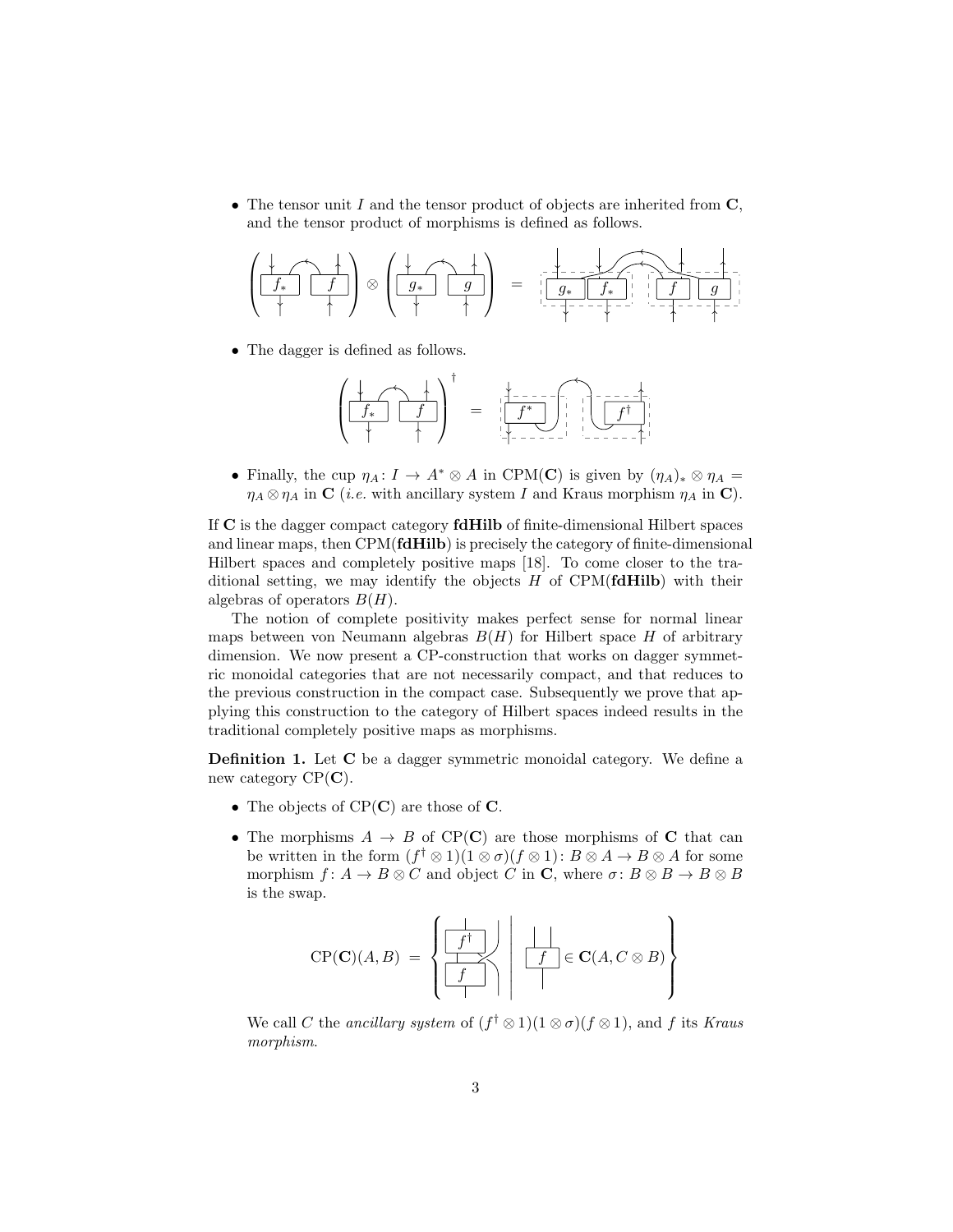- The tensor unit $I$ and the tensor product of objects are inherited from $\mathbf{C}$, and the tensor product of morphisms is defined as follows.

- The dagger is defined as follows.

- Finally, the cup $\eta_A \colon I \to A^* \otimes A$ in CPM($\mathbf{C}$) is given by $(\eta_A)_* \otimes \eta_A = \eta_A \otimes \eta_A$ in $\mathbf{C}$ (*i.e.* with ancillary system $I$ and Kraus morphism $\eta_A$ in $\mathbf{C}$).

If $\mathbf{C}$ is the dagger compact category **fdHilb** of finite-dimensional Hilbert spaces and linear maps, then CPM(**fdHilb**) is precisely the category of finite-dimensional Hilbert spaces and completely positive maps [18]. To come closer to the traditional setting, we may identify the objects $H$ of CPM(**fdHilb**) with their algebras of operators $B(H)$.

The notion of complete positivity makes perfect sense for normal linear maps between von Neumann algebras $B(H)$ for Hilbert space $H$ of arbitrary dimension. We now present a CP-construction that works on dagger symmetric monoidal categories that are not necessarily compact, and that reduces to the previous construction in the compact case. Subsequently we prove that applying this construction to the category of Hilbert spaces indeed results in the traditional completely positive maps as morphisms.

**Definition 1.** Let $\mathbf{C}$ be a dagger symmetric monoidal category. We define a new category CP($\mathbf{C}$).

- The objects of CP($\mathbf{C}$) are those of $\mathbf{C}$.

- The morphisms $A \to B$ of CP($\mathbf{C}$) are those morphisms of $\mathbf{C}$ that can be written in the form $(f^\dagger \otimes 1)(1 \otimes \sigma)(f \otimes 1) \colon B \otimes A \to B \otimes A$ for some morphism $f \colon A \to B \otimes C$ and object $C$ in $\mathbf{C}$, where $\sigma \colon B \otimes B \to B \otimes B$ is the swap.

$$\mathrm{CP}(\mathbf{C})(A,B) = \left\{ \begin{array}{c} f^\dagger \\ f \end{array} \;\middle|\; f \in \mathbf{C}(A, C \otimes B) \right\}$$

  We call $C$ the *ancillary system* of $(f^\dagger \otimes 1)(1 \otimes \sigma)(f \otimes 1)$, and $f$ its *Kraus morphism*.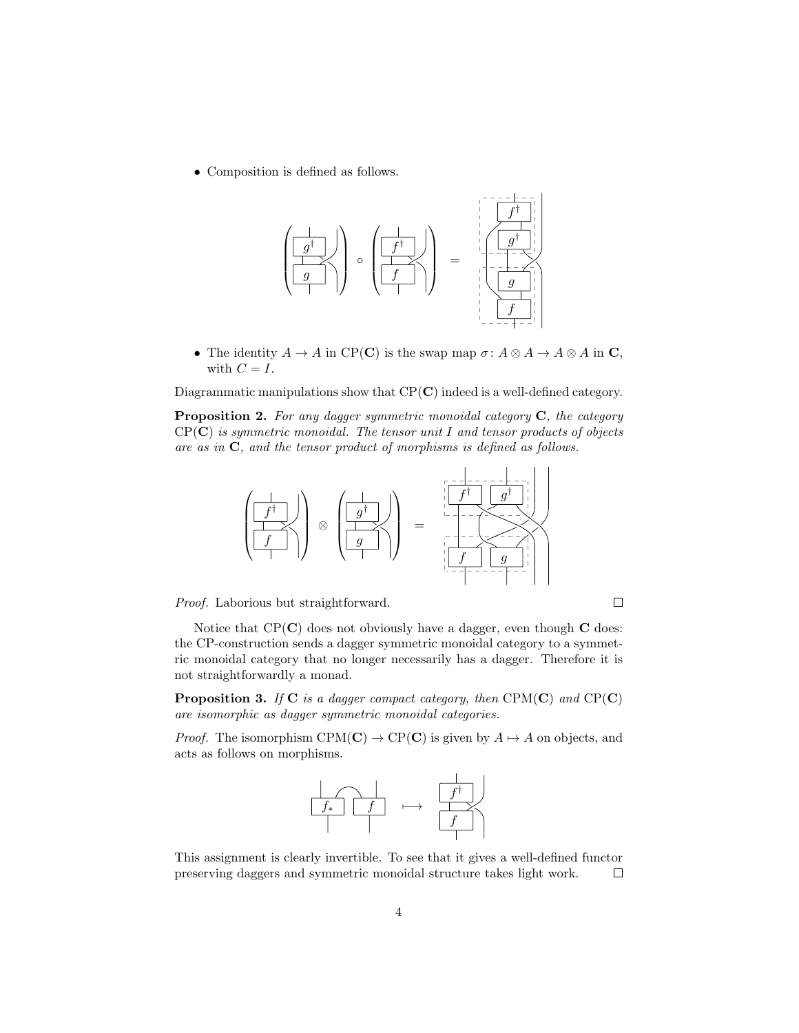- Composition is defined as follows.

- The identity $A \to A$ in $\mathrm{CP}(\mathbf{C})$ is the swap map $\sigma \colon A \otimes A \to A \otimes A$ in $\mathbf{C}$, with $C = I$.

Diagrammatic manipulations show that $\mathrm{CP}(\mathbf{C})$ indeed is a well-defined category.

**Proposition 2.** *For any dagger symmetric monoidal category* $\mathbf{C}$*, the category* $\mathrm{CP}(\mathbf{C})$ *is symmetric monoidal. The tensor unit* $I$ *and tensor products of objects are as in* $\mathbf{C}$*, and the tensor product of morphisms is defined as follows.*

*Proof.* Laborious but straightforward. □

Notice that $\mathrm{CP}(\mathbf{C})$ does not obviously have a dagger, even though $\mathbf{C}$ does: the CP-construction sends a dagger symmetric monoidal category to a symmetric monoidal category that no longer necessarily has a dagger. Therefore it is not straightforwardly a monad.

**Proposition 3.** *If* $\mathbf{C}$ *is a dagger compact category, then* $\mathrm{CPM}(\mathbf{C})$ *and* $\mathrm{CP}(\mathbf{C})$ *are isomorphic as dagger symmetric monoidal categories.*

*Proof.* The isomorphism $\mathrm{CPM}(\mathbf{C}) \to \mathrm{CP}(\mathbf{C})$ is given by $A \mapsto A$ on objects, and acts as follows on morphisms.

This assignment is clearly invertible. To see that it gives a well-defined functor preserving daggers and symmetric monoidal structure takes light work. □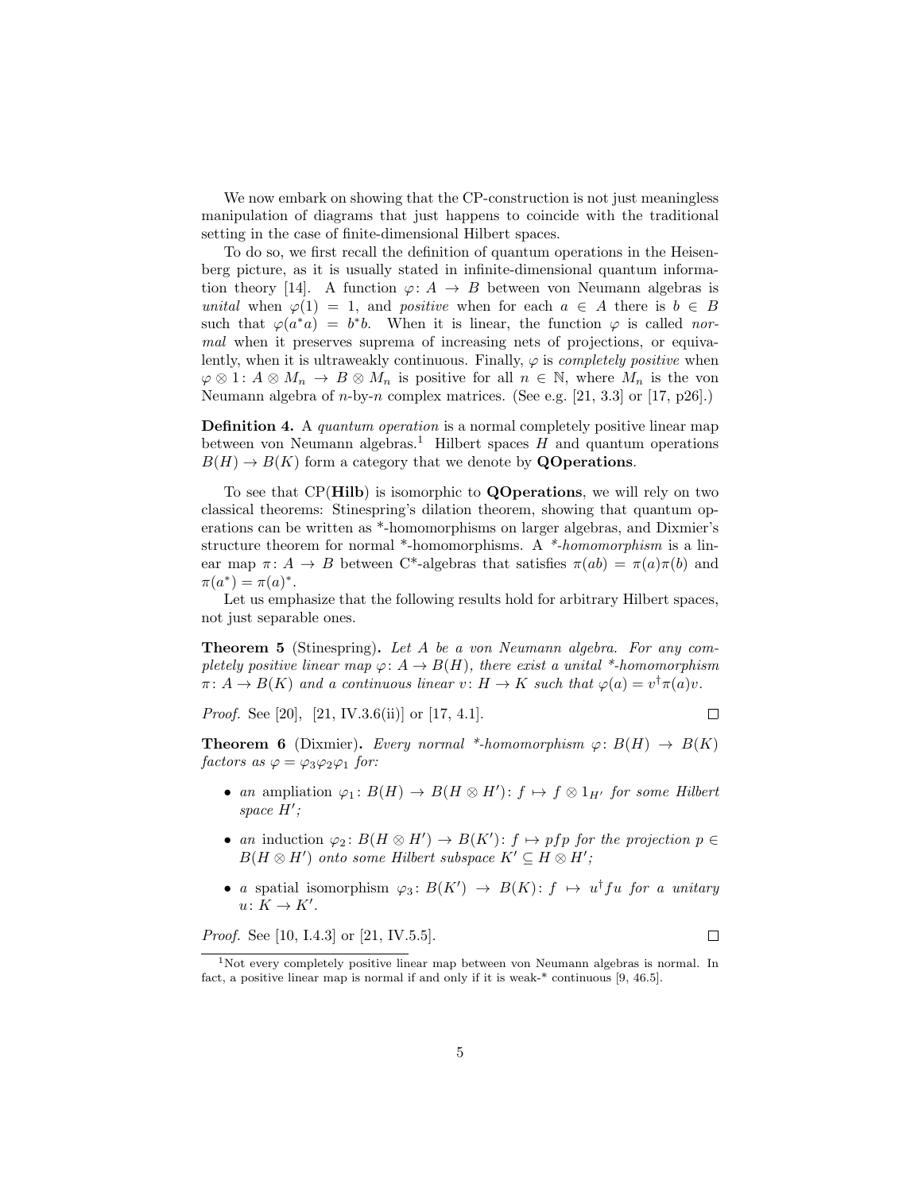We now embark on showing that the CP-construction is not just meaningless manipulation of diagrams that just happens to coincide with the traditional setting in the case of finite-dimensional Hilbert spaces.

To do so, we first recall the definition of quantum operations in the Heisenberg picture, as it is usually stated in infinite-dimensional quantum information theory [14]. A function $\varphi\colon A \to B$ between von Neumann algebras is *unital* when $\varphi(1) = 1$, and *positive* when for each $a \in A$ there is $b \in B$ such that $\varphi(a^*a) = b^*b$. When it is linear, the function $\varphi$ is called *normal* when it preserves suprema of increasing nets of projections, or equivalently, when it is ultraweakly continuous. Finally, $\varphi$ is *completely positive* when $\varphi \otimes 1\colon A \otimes M_n \to B \otimes M_n$ is positive for all $n \in \mathbb{N}$, where $M_n$ is the von Neumann algebra of $n$-by-$n$ complex matrices. (See e.g. [21, 3.3] or [17, p26].)

**Definition 4.** A *quantum operation* is a normal completely positive linear map between von Neumann algebras.[1] Hilbert spaces $H$ and quantum operations $B(H) \to B(K)$ form a category that we denote by **QOperations**.

To see that CP(**Hilb**) is isomorphic to **QOperations**, we will rely on two classical theorems: Stinespring's dilation theorem, showing that quantum operations can be written as \*-homomorphisms on larger algebras, and Dixmier's structure theorem for normal \*-homomorphisms. A *\*-homomorphism* is a linear map $\pi\colon A \to B$ between C\*-algebras that satisfies $\pi(ab) = \pi(a)\pi(b)$ and $\pi(a^*) = \pi(a)^*$.

Let us emphasize that the following results hold for arbitrary Hilbert spaces, not just separable ones.

**Theorem 5** (Stinespring)**.** *Let $A$ be a von Neumann algebra. For any completely positive linear map $\varphi\colon A \to B(H)$, there exist a unital \*-homomorphism $\pi\colon A \to B(K)$ and a continuous linear $v\colon H \to K$ such that $\varphi(a) = v^\dagger \pi(a) v$.*

*Proof.* See [20], [21, IV.3.6(ii)] or [17, 4.1]. □

**Theorem 6** (Dixmier)**.** *Every normal \*-homomorphism $\varphi\colon B(H) \to B(K)$ factors as $\varphi = \varphi_3\varphi_2\varphi_1$ for:*

- *an* ampliation *$\varphi_1\colon B(H) \to B(H \otimes H')\colon f \mapsto f \otimes 1_{H'}$ for some Hilbert space $H'$;*
- *an* induction *$\varphi_2\colon B(H \otimes H') \to B(K')\colon f \mapsto pfp$ for the projection $p \in B(H \otimes H')$ onto some Hilbert subspace $K' \subseteq H \otimes H'$;*
- *a* spatial isomorphism *$\varphi_3\colon B(K') \to B(K)\colon f \mapsto u^\dagger f u$ for a unitary $u\colon K \to K'$.*

*Proof.* See [10, I.4.3] or [21, IV.5.5]. □

---

[1] Not every completely positive linear map between von Neumann algebras is normal. In fact, a positive linear map is normal if and only if it is weak-\* continuous [9, 46.5].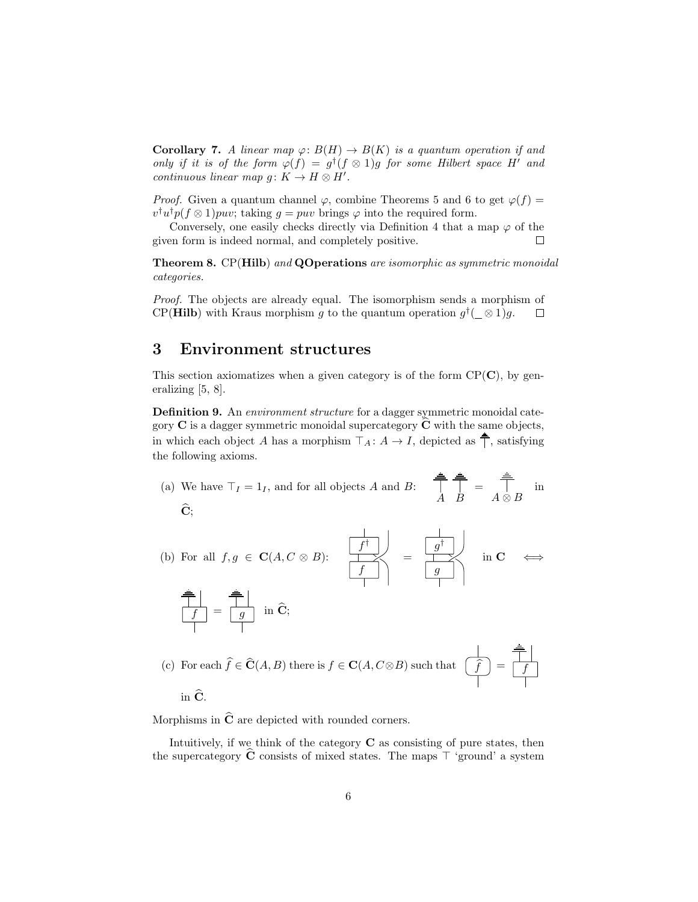**Corollary 7.** *A linear map $\varphi\colon B(H) \to B(K)$ is a quantum operation if and only if it is of the form $\varphi(f) = g^\dagger(f \otimes 1)g$ for some Hilbert space $H'$ and continuous linear map $g\colon K \to H \otimes H'$.*

*Proof.* Given a quantum channel $\varphi$, combine Theorems 5 and 6 to get $\varphi(f) = v^\dagger u^\dagger p(f \otimes 1)puv$; taking $g = puv$ brings $\varphi$ into the required form.

Conversely, one easily checks directly via Definition 4 that a map $\varphi$ of the given form is indeed normal, and completely positive. □

**Theorem 8.** CP(**Hilb**) *and* **QOperations** *are isomorphic as symmetric monoidal categories.*

*Proof.* The objects are already equal. The isomorphism sends a morphism of CP(**Hilb**) with Kraus morphism $g$ to the quantum operation $g^\dagger(\_ \otimes 1)g$. □

## 3 Environment structures

This section axiomatizes when a given category is of the form CP(**C**), by generalizing [5, 8].

**Definition 9.** An *environment structure* for a dagger symmetric monoidal category **C** is a dagger symmetric monoidal supercategory $\widehat{\mathbf{C}}$ with the same objects, in which each object $A$ has a morphism $\top_A\colon A \to I$, depicted as ⏚, satisfying the following axioms.

(a) We have $\top_I = 1_I$, and for all objects $A$ and $B$: [diagram: ⏚ on $A$ and ⏚ on $B$ = ⏚ on $A \otimes B$] in $\widehat{\mathbf{C}}$;

(b) For all $f, g \in \mathbf{C}(A, C \otimes B)$: [diagram: $f^\dagger$ composed with $f$ with $C$ wire crossed] = [diagram: $g^\dagger$ composed with $g$ with $C$ wire crossed] in **C** $\iff$ [diagram: ⏚ on output $C$ of $f$] = [diagram: ⏚ on output $C$ of $g$] in $\widehat{\mathbf{C}}$;

(c) For each $\widehat{f} \in \widehat{\mathbf{C}}(A, B)$ there is $f \in \mathbf{C}(A, C \otimes B)$ such that [diagram: $\widehat{f}$] = [diagram: ⏚ on output $C$ of $f$] in $\widehat{\mathbf{C}}$.

Morphisms in $\widehat{\mathbf{C}}$ are depicted with rounded corners.

Intuitively, if we think of the category **C** as consisting of pure states, then the supercategory $\widehat{\mathbf{C}}$ consists of mixed states. The maps $\top$ 'ground' a system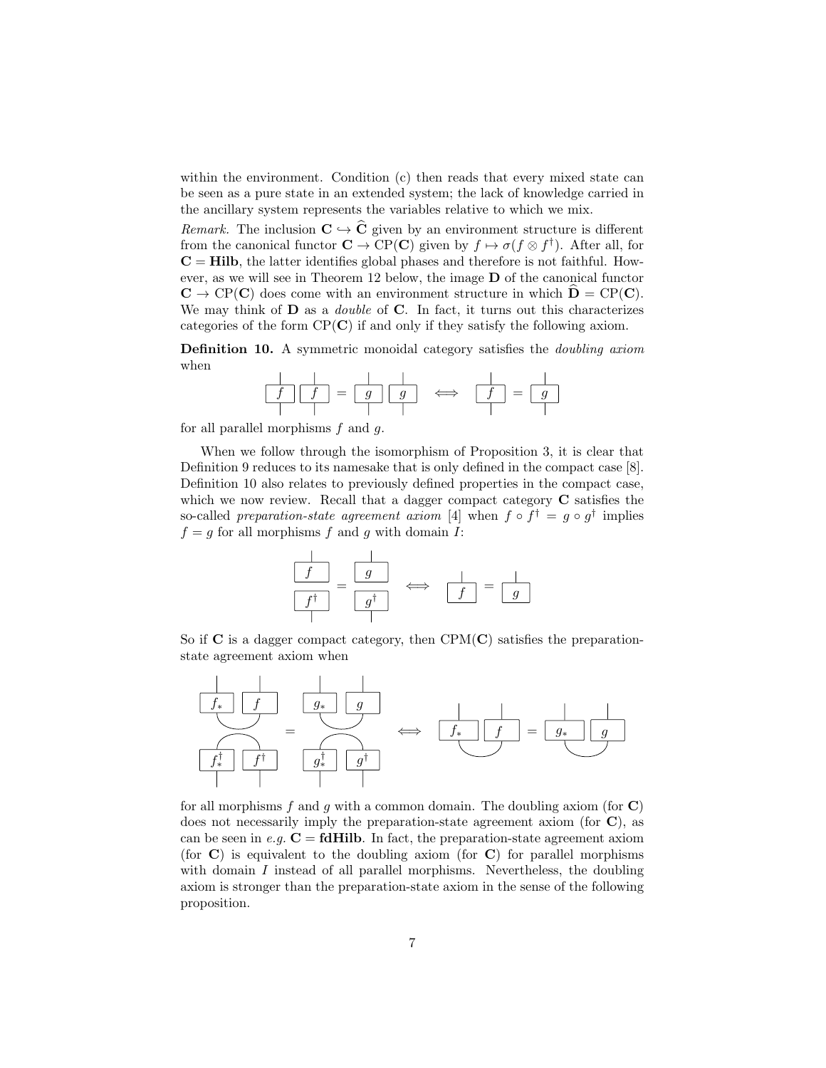within the environment. Condition (c) then reads that every mixed state can be seen as a pure state in an extended system; the lack of knowledge carried in the ancillary system represents the variables relative to which we mix.

*Remark.* The inclusion $\mathbf{C} \hookrightarrow \widehat{\mathbf{C}}$ given by an environment structure is different from the canonical functor $\mathbf{C} \to \mathrm{CP}(\mathbf{C})$ given by $f \mapsto \sigma(f \otimes f^\dagger)$. After all, for $\mathbf{C} = \mathbf{Hilb}$, the latter identifies global phases and therefore is not faithful. However, as we will see in Theorem 12 below, the image $\mathbf{D}$ of the canonical functor $\mathbf{C} \to \mathrm{CP}(\mathbf{C})$ does come with an environment structure in which $\widehat{\mathbf{D}} = \mathrm{CP}(\mathbf{C})$. We may think of $\mathbf{D}$ as a *double* of $\mathbf{C}$. In fact, it turns out this characterizes categories of the form $\mathrm{CP}(\mathbf{C})$ if and only if they satisfy the following axiom.

**Definition 10.** A symmetric monoidal category satisfies the *doubling axiom* when

$$f \otimes f = g \otimes g \iff f = g$$

for all parallel morphisms $f$ and $g$.

When we follow through the isomorphism of Proposition 3, it is clear that Definition 9 reduces to its namesake that is only defined in the compact case [8]. Definition 10 also relates to previously defined properties in the compact case, which we now review. Recall that a dagger compact category $\mathbf{C}$ satisfies the so-called *preparation-state agreement axiom* [4] when $f \circ f^\dagger = g \circ g^\dagger$ implies $f = g$ for all morphisms $f$ and $g$ with domain $I$:

$$f \circ f^\dagger = g \circ g^\dagger \iff f = g$$

So if $\mathbf{C}$ is a dagger compact category, then $\mathrm{CPM}(\mathbf{C})$ satisfies the preparation-state agreement axiom when

$$(f_* \otimes f) \circ \eta \circ \eta^\dagger \circ (f_*^\dagger \otimes f^\dagger) = (g_* \otimes g) \circ \eta \circ \eta^\dagger \circ (g_*^\dagger \otimes g^\dagger) \iff (f_* \otimes f) \circ \eta = (g_* \otimes g) \circ \eta$$

for all morphisms $f$ and $g$ with a common domain. The doubling axiom (for $\mathbf{C}$) does not necessarily imply the preparation-state agreement axiom (for $\mathbf{C}$), as can be seen in *e.g.* $\mathbf{C} = \mathbf{fdHilb}$. In fact, the preparation-state agreement axiom (for $\mathbf{C}$) is equivalent to the doubling axiom (for $\mathbf{C}$) for parallel morphisms with domain $I$ instead of all parallel morphisms. Nevertheless, the doubling axiom is stronger than the preparation-state axiom in the sense of the following proposition.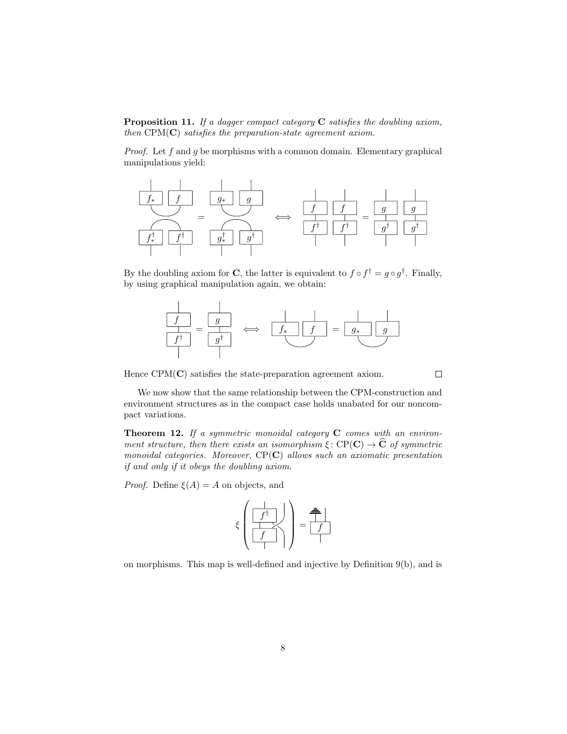**Proposition 11.** *If a dagger compact category* $\mathbf{C}$ *satisfies the doubling axiom, then* $\mathrm{CPM}(\mathbf{C})$ *satisfies the preparation-state agreement axiom.*

*Proof.* Let $f$ and $g$ be morphisms with a common domain. Elementary graphical manipulations yield:

By the doubling axiom for $\mathbf{C}$, the latter is equivalent to $f \circ f^\dagger = g \circ g^\dagger$. Finally, by using graphical manipulation again, we obtain:

Hence $\mathrm{CPM}(\mathbf{C})$ satisfies the state-preparation agreement axiom. $\square$

We now show that the same relationship between the CPM-construction and environment structures as in the compact case holds unabated for our noncompact variations.

**Theorem 12.** *If a symmetric monoidal category* $\mathbf{C}$ *comes with an environment structure, then there exists an isomorphism* $\xi \colon \mathrm{CP}(\mathbf{C}) \to \widehat{\mathbf{C}}$ *of symmetric monoidal categories. Moreover,* $\mathrm{CP}(\mathbf{C})$ *allows such an axiomatic presentation if and only if it obeys the doubling axiom.*

*Proof.* Define $\xi(A) = A$ on objects, and

on morphisms. This map is well-defined and injective by Definition 9(b), and is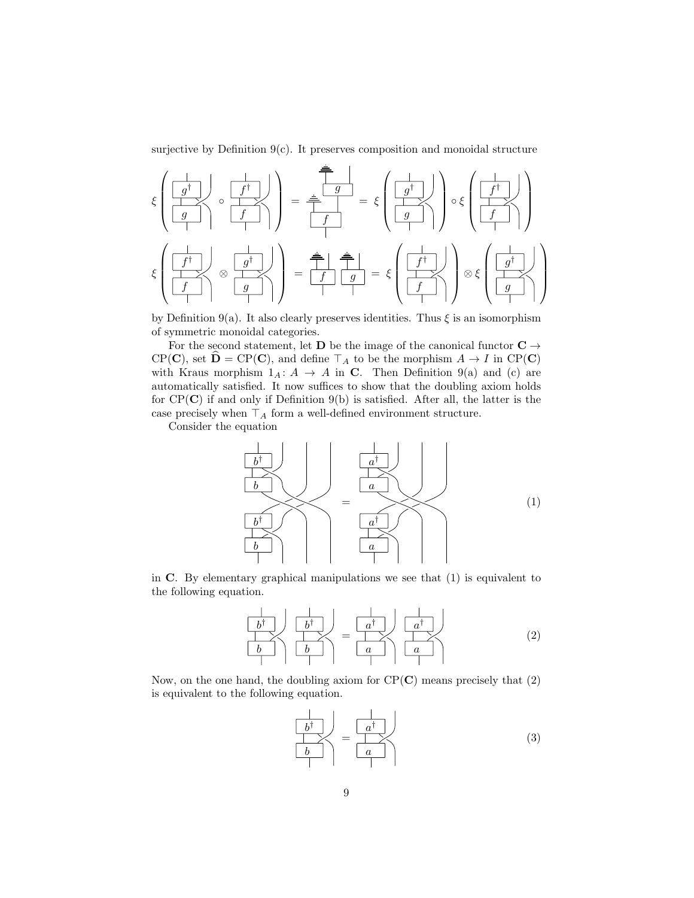surjective by Definition 9(c). It preserves composition and monoidal structure

by Definition 9(a). It also clearly preserves identities. Thus $\xi$ is an isomorphism of symmetric monoidal categories.

For the second statement, let $\mathbf{D}$ be the image of the canonical functor $\mathbf{C} \to \mathrm{CP}(\mathbf{C})$, set $\widehat{\mathbf{D}} = \mathrm{CP}(\mathbf{C})$, and define $\top_A$ to be the morphism $A \to I$ in $\mathrm{CP}(\mathbf{C})$ with Kraus morphism $1_A \colon A \to A$ in $\mathbf{C}$. Then Definition 9(a) and (c) are automatically satisfied. It now suffices to show that the doubling axiom holds for $\mathrm{CP}(\mathbf{C})$ if and only if Definition 9(b) is satisfied. After all, the latter is the case precisely when $\top_A$ form a well-defined environment structure.

Consider the equation

$$(1)$$

in $\mathbf{C}$. By elementary graphical manipulations we see that (1) is equivalent to the following equation.

$$(2)$$

Now, on the one hand, the doubling axiom for $\mathrm{CP}(\mathbf{C})$ means precisely that (2) is equivalent to the following equation.

$$(3)$$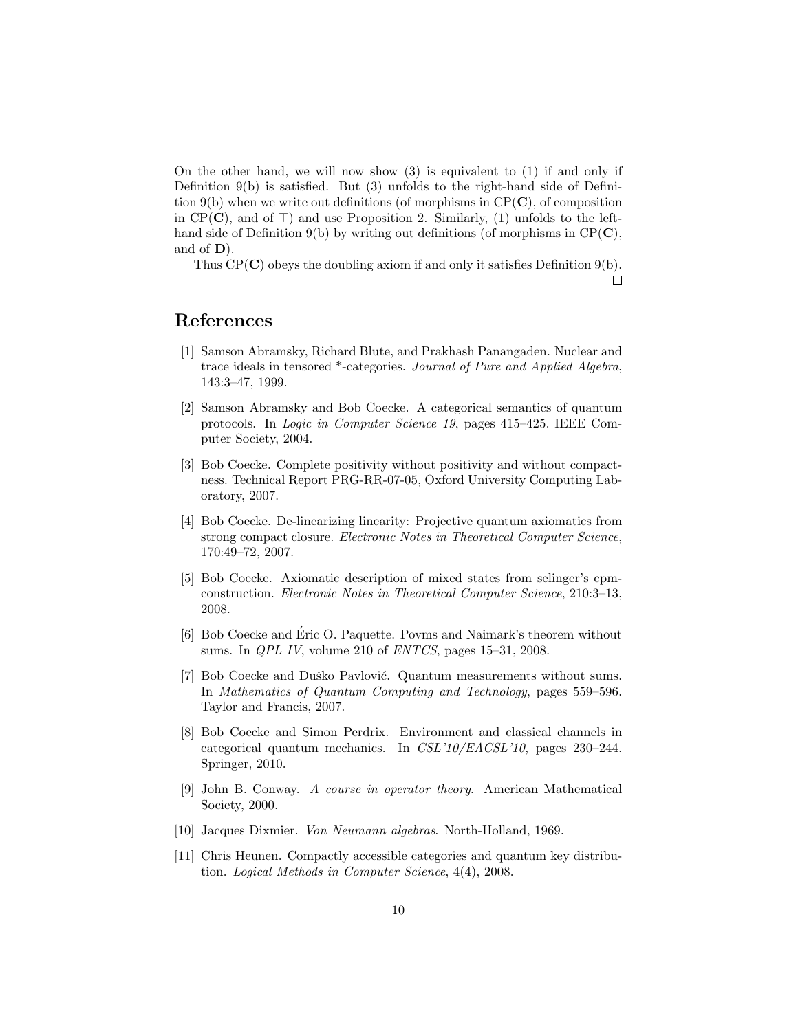On the other hand, we will now show (3) is equivalent to (1) if and only if Definition 9(b) is satisfied. But (3) unfolds to the right-hand side of Definition 9(b) when we write out definitions (of morphisms in $\mathrm{CP}(\mathbf{C})$, of composition in $\mathrm{CP}(\mathbf{C})$, and of $\top$) and use Proposition 2. Similarly, (1) unfolds to the left-hand side of Definition 9(b) by writing out definitions (of morphisms in $\mathrm{CP}(\mathbf{C})$, and of $\mathbf{D}$).

Thus $\mathrm{CP}(\mathbf{C})$ obeys the doubling axiom if and only it satisfies Definition 9(b). □

## References

[1] Samson Abramsky, Richard Blute, and Prakhash Panangaden. Nuclear and trace ideals in tensored *-categories. *Journal of Pure and Applied Algebra*, 143:3–47, 1999.

[2] Samson Abramsky and Bob Coecke. A categorical semantics of quantum protocols. In *Logic in Computer Science 19*, pages 415–425. IEEE Computer Society, 2004.

[3] Bob Coecke. Complete positivity without positivity and without compactness. Technical Report PRG-RR-07-05, Oxford University Computing Laboratory, 2007.

[4] Bob Coecke. De-linearizing linearity: Projective quantum axiomatics from strong compact closure. *Electronic Notes in Theoretical Computer Science*, 170:49–72, 2007.

[5] Bob Coecke. Axiomatic description of mixed states from selinger's cpm-construction. *Electronic Notes in Theoretical Computer Science*, 210:3–13, 2008.

[6] Bob Coecke and Éric O. Paquette. Povms and Naimark's theorem without sums. In *QPL IV*, volume 210 of *ENTCS*, pages 15–31, 2008.

[7] Bob Coecke and Duško Pavlović. Quantum measurements without sums. In *Mathematics of Quantum Computing and Technology*, pages 559–596. Taylor and Francis, 2007.

[8] Bob Coecke and Simon Perdrix. Environment and classical channels in categorical quantum mechanics. In *CSL'10/EACSL'10*, pages 230–244. Springer, 2010.

[9] John B. Conway. *A course in operator theory*. American Mathematical Society, 2000.

[10] Jacques Dixmier. *Von Neumann algebras*. North-Holland, 1969.

[11] Chris Heunen. Compactly accessible categories and quantum key distribution. *Logical Methods in Computer Science*, 4(4), 2008.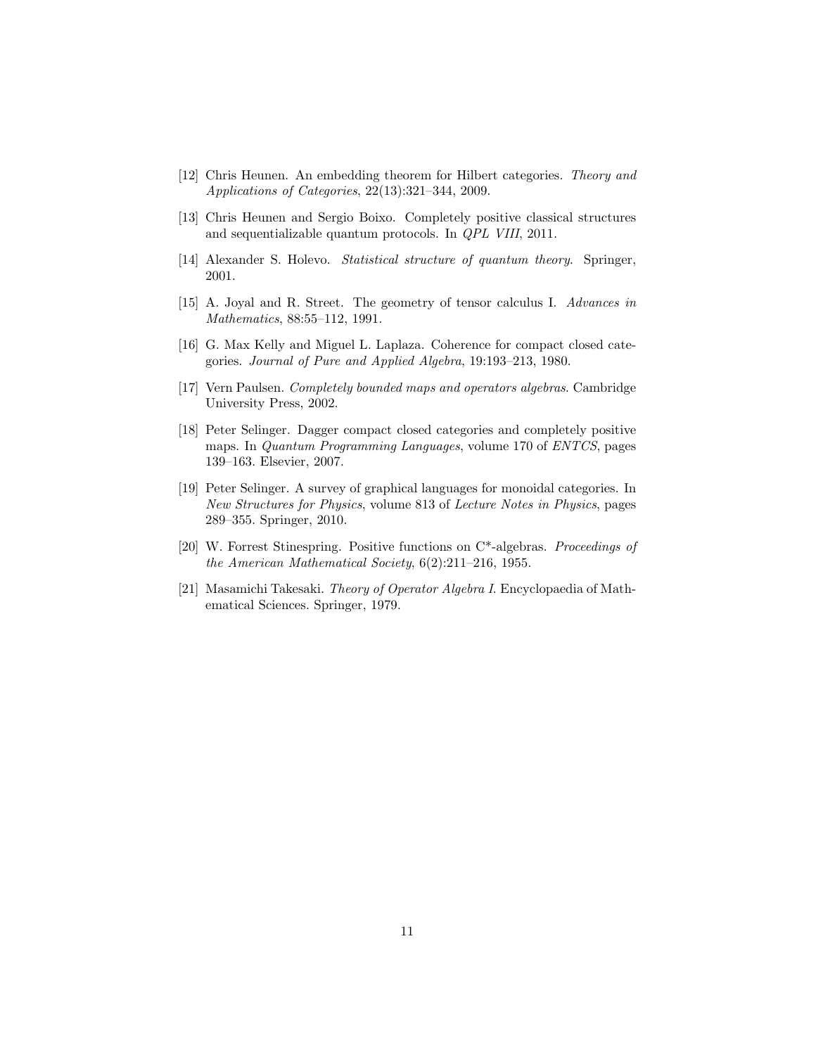[12] Chris Heunen. An embedding theorem for Hilbert categories. *Theory and Applications of Categories*, 22(13):321–344, 2009.

[13] Chris Heunen and Sergio Boixo. Completely positive classical structures and sequentializable quantum protocols. In *QPL VIII*, 2011.

[14] Alexander S. Holevo. *Statistical structure of quantum theory*. Springer, 2001.

[15] A. Joyal and R. Street. The geometry of tensor calculus I. *Advances in Mathematics*, 88:55–112, 1991.

[16] G. Max Kelly and Miguel L. Laplaza. Coherence for compact closed categories. *Journal of Pure and Applied Algebra*, 19:193–213, 1980.

[17] Vern Paulsen. *Completely bounded maps and operators algebras*. Cambridge University Press, 2002.

[18] Peter Selinger. Dagger compact closed categories and completely positive maps. In *Quantum Programming Languages*, volume 170 of *ENTCS*, pages 139–163. Elsevier, 2007.

[19] Peter Selinger. A survey of graphical languages for monoidal categories. In *New Structures for Physics*, volume 813 of *Lecture Notes in Physics*, pages 289–355. Springer, 2010.

[20] W. Forrest Stinespring. Positive functions on C*-algebras. *Proceedings of the American Mathematical Society*, 6(2):211–216, 1955.

[21] Masamichi Takesaki. *Theory of Operator Algebra I*. Encyclopaedia of Mathematical Sciences. Springer, 1979.